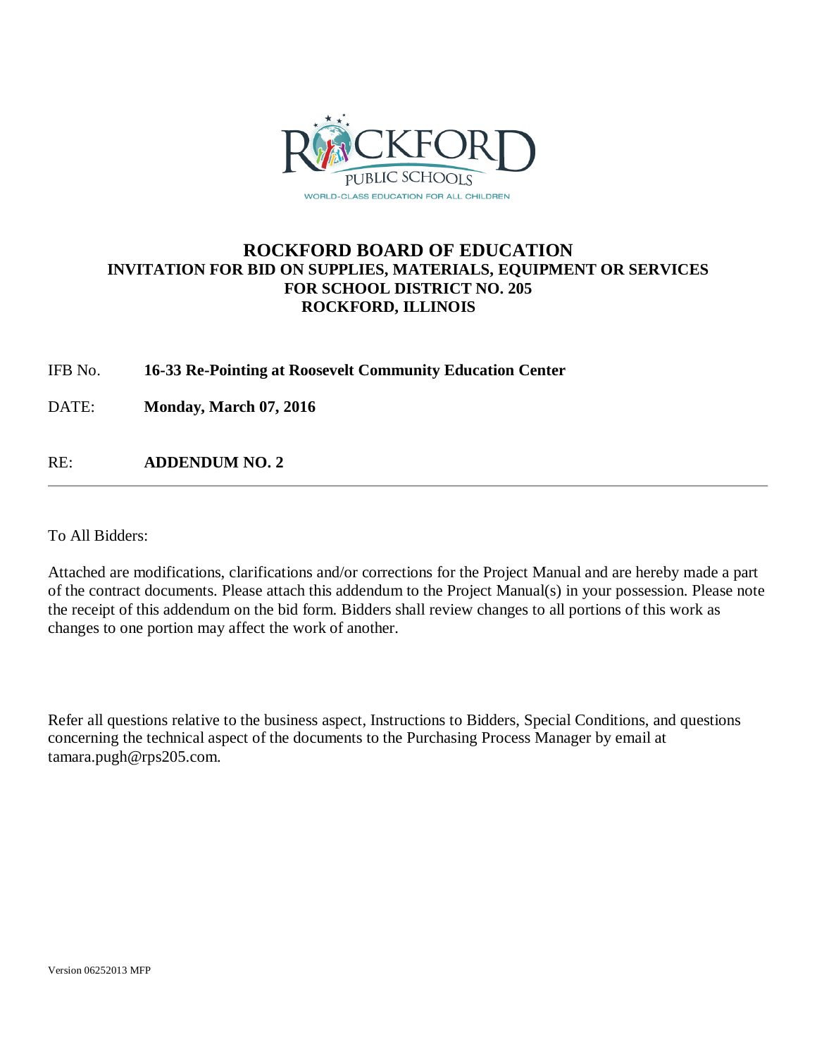ROCKFORD PUBLIC SCHOOLS

WORLD-CLASS EDUCATION FOR ALL CHILDREN

# ROCKFORD BOARD OF EDUCATION

## INVITATION FOR BID ON SUPPLIES, MATERIALS, EQUIPMENT OR SERVICES FOR SCHOOL DISTRICT NO. 205 ROCKFORD, ILLINOIS

IFB No. **16-33 Re-Pointing at Roosevelt Community Education Center**

DATE: **Monday, March 07, 2016**

RE: **ADDENDUM NO. 2**

---

To All Bidders:

Attached are modifications, clarifications and/or corrections for the Project Manual and are hereby made a part of the contract documents. Please attach this addendum to the Project Manual(s) in your possession. Please note the receipt of this addendum on the bid form. Bidders shall review changes to all portions of this work as changes to one portion may affect the work of another.

Refer all questions relative to the business aspect, Instructions to Bidders, Special Conditions, and questions concerning the technical aspect of the documents to the Purchasing Process Manager by email at tamara.pugh@rps205.com.

Version 06252013 MFP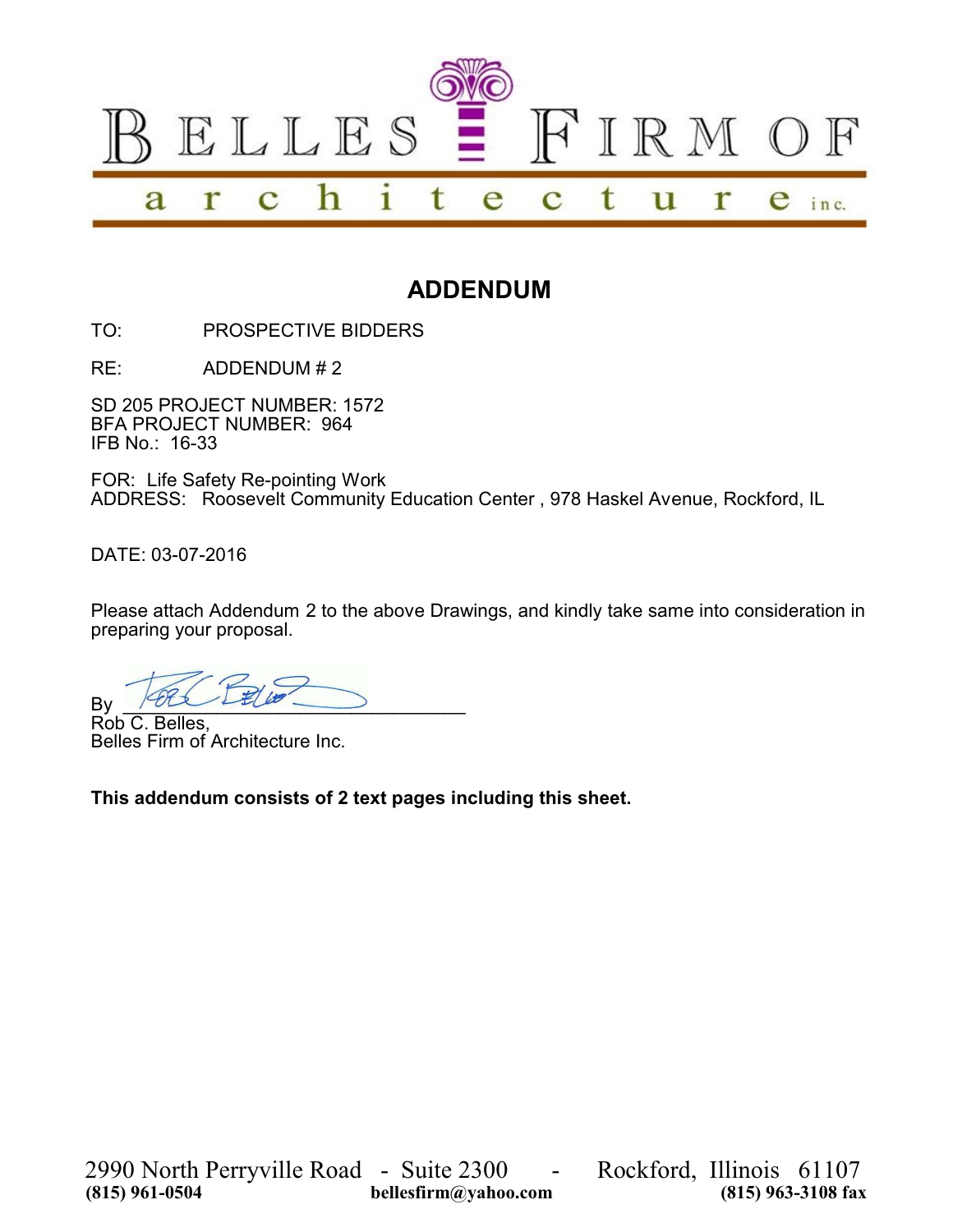# BELLES FIRM OF architecture inc.

## ADDENDUM

TO: PROSPECTIVE BIDDERS

RE: ADDENDUM # 2

SD 205 PROJECT NUMBER: 1572
BFA PROJECT NUMBER: 964
IFB No.: 16-33

FOR: Life Safety Re-pointing Work
ADDRESS: Roosevelt Community Education Center , 978 Haskel Avenue, Rockford, IL

DATE: 03-07-2016

Please attach Addendum 2 to the above Drawings, and kindly take same into consideration in preparing your proposal.

By ________________________________
Rob C. Belles,
Belles Firm of Architecture Inc.

**This addendum consists of 2 text pages including this sheet.**

2990 North Perryville Road - Suite 2300 - Rockford, Illinois 61107
**(815) 961-0504** **bellesfirm@yahoo.com** **(815) 963-3108 fax**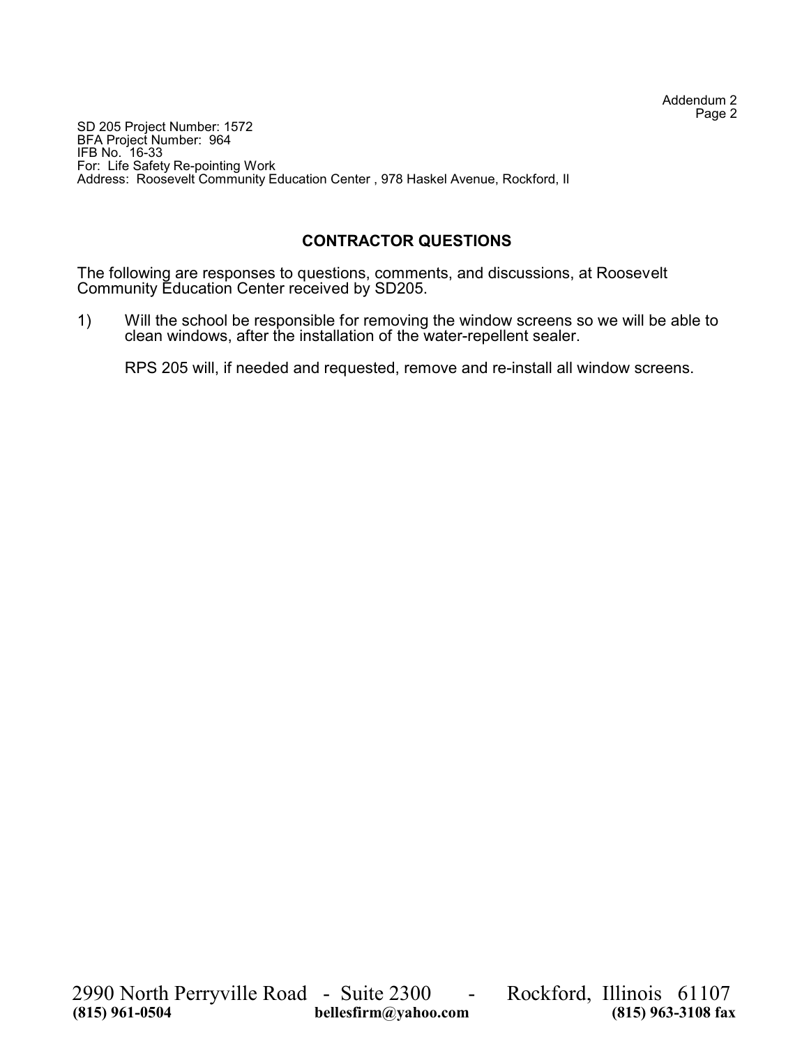SD 205 Project Number: 1572
BFA Project Number: 964
IFB No. 16-33
For: Life Safety Re-pointing Work
Address: Roosevelt Community Education Center , 978 Haskel Avenue, Rockford, Il

## CONTRACTOR QUESTIONS

The following are responses to questions, comments, and discussions, at Roosevelt Community Education Center received by SD205.

1) Will the school be responsible for removing the window screens so we will be able to clean windows, after the installation of the water-repellent sealer.

   RPS 205 will, if needed and requested, remove and re-install all window screens.